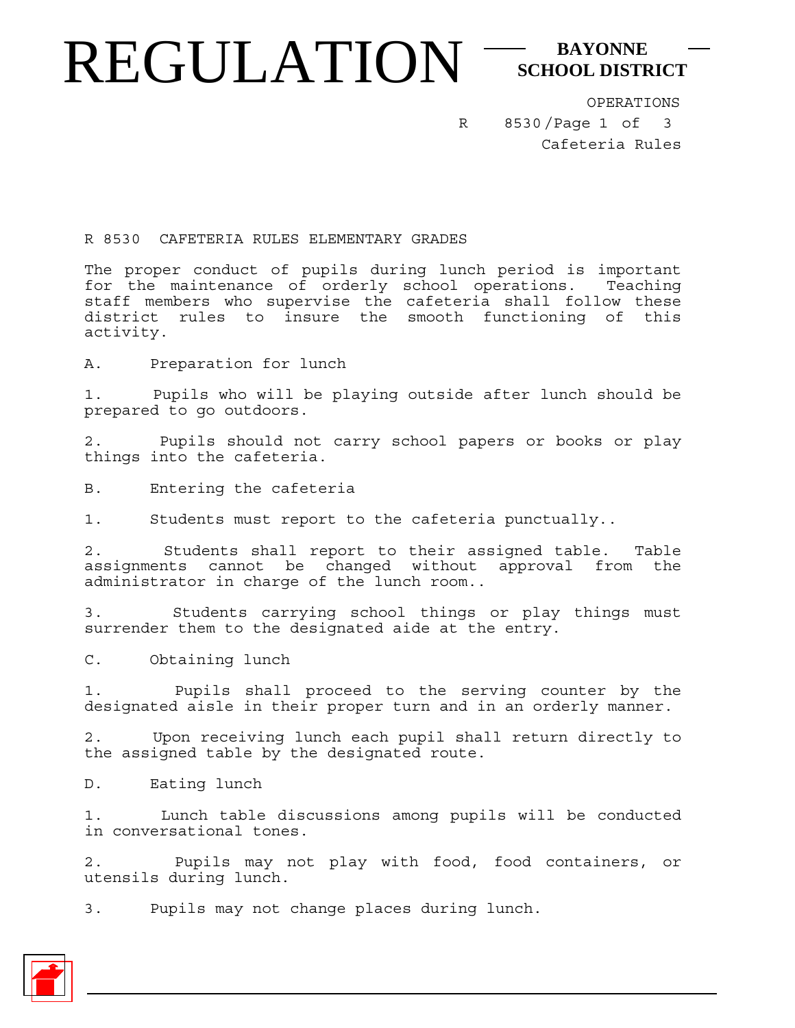# REGULATION

**BAYONNE SCHOOL DISTRICT**

OPERATIONS
R 8530/Page 1 of 3
Cafeteria Rules

## R 8530 CAFETERIA RULES ELEMENTARY GRADES

The proper conduct of pupils during lunch period is important for the maintenance of orderly school operations. Teaching staff members who supervise the cafeteria shall follow these district rules to insure the smooth functioning of this activity.

A. Preparation for lunch

1. Pupils who will be playing outside after lunch should be prepared to go outdoors.

2. Pupils should not carry school papers or books or play things into the cafeteria.

B. Entering the cafeteria

1. Students must report to the cafeteria punctually..

2. Students shall report to their assigned table. Table assignments cannot be changed without approval from the administrator in charge of the lunch room..

3. Students carrying school things or play things must surrender them to the designated aide at the entry.

C. Obtaining lunch

1. Pupils shall proceed to the serving counter by the designated aisle in their proper turn and in an orderly manner.

2. Upon receiving lunch each pupil shall return directly to the assigned table by the designated route.

D. Eating lunch

1. Lunch table discussions among pupils will be conducted in conversational tones.

2. Pupils may not play with food, food containers, or utensils during lunch.

3. Pupils may not change places during lunch.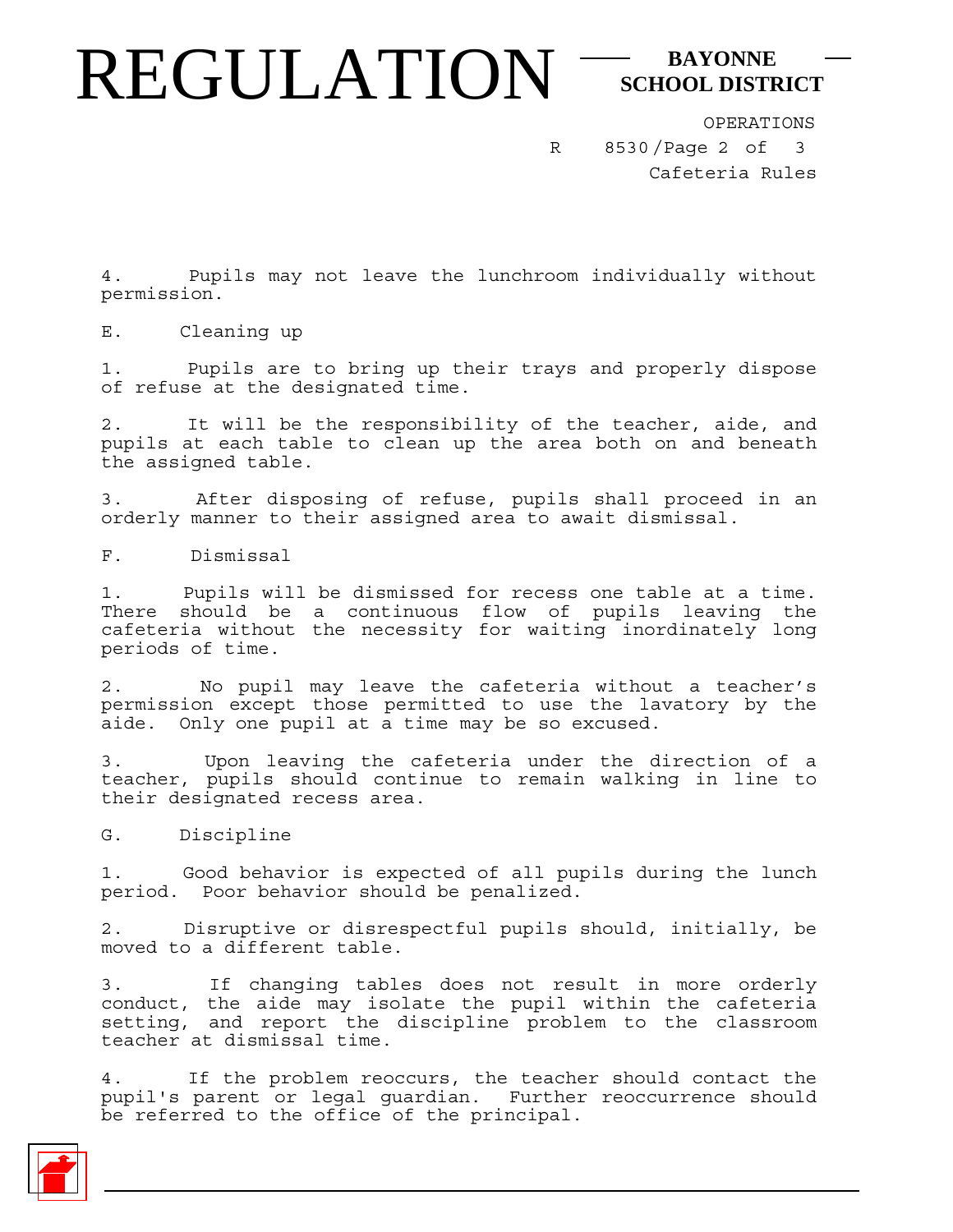4. Pupils may not leave the lunchroom individually without permission.

E. Cleaning up

1. Pupils are to bring up their trays and properly dispose of refuse at the designated time.

2. It will be the responsibility of the teacher, aide, and pupils at each table to clean up the area both on and beneath the assigned table.

3. After disposing of refuse, pupils shall proceed in an orderly manner to their assigned area to await dismissal.

F. Dismissal

1. Pupils will be dismissed for recess one table at a time. There should be a continuous flow of pupils leaving the cafeteria without the necessity for waiting inordinately long periods of time.

2. No pupil may leave the cafeteria without a teacher's permission except those permitted to use the lavatory by the aide. Only one pupil at a time may be so excused.

3. Upon leaving the cafeteria under the direction of a teacher, pupils should continue to remain walking in line to their designated recess area.

G. Discipline

1. Good behavior is expected of all pupils during the lunch period. Poor behavior should be penalized.

2. Disruptive or disrespectful pupils should, initially, be moved to a different table.

3. If changing tables does not result in more orderly conduct, the aide may isolate the pupil within the cafeteria setting, and report the discipline problem to the classroom teacher at dismissal time.

4. If the problem reoccurs, the teacher should contact the pupil's parent or legal guardian. Further reoccurrence should be referred to the office of the principal.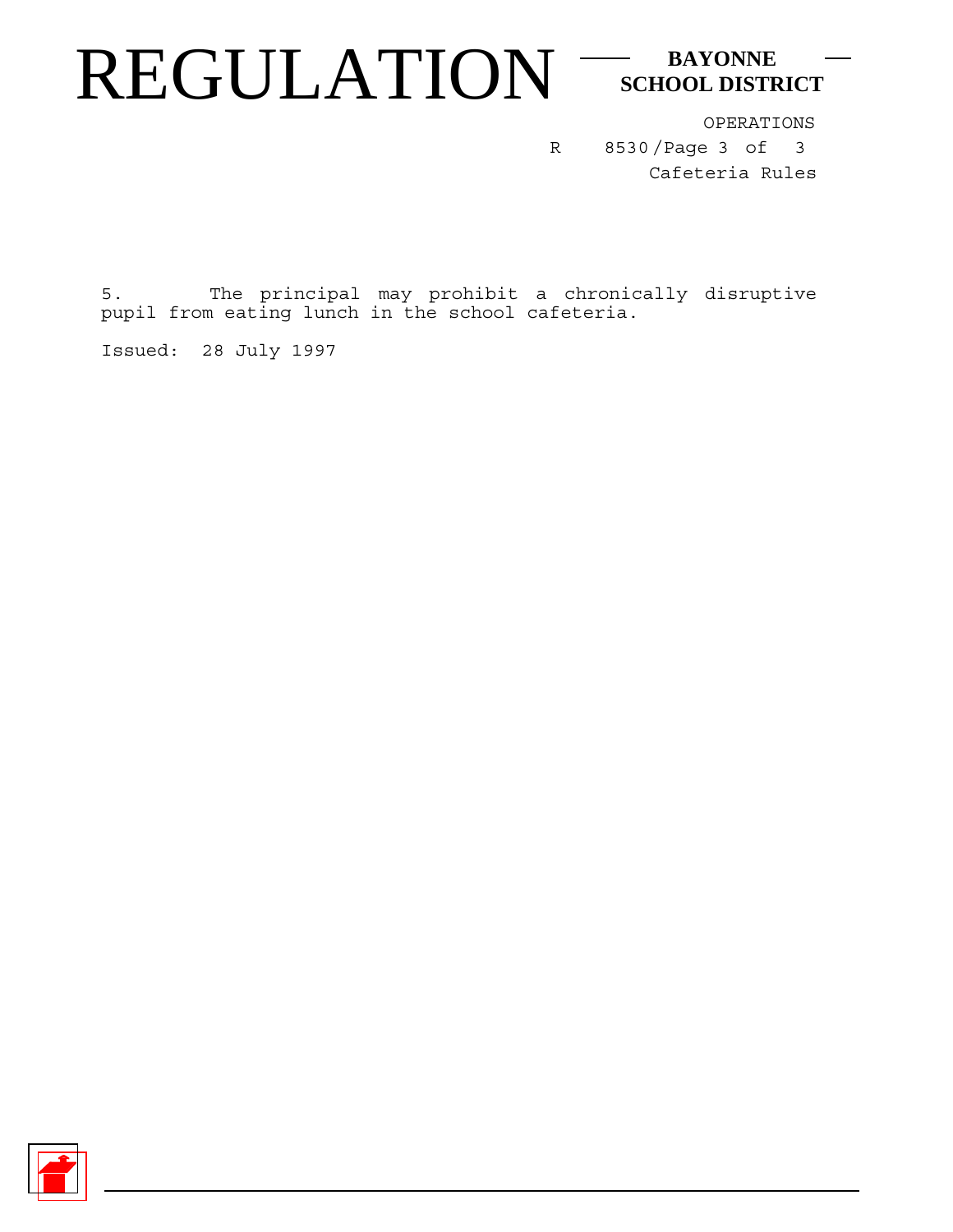5. The principal may prohibit a chronically disruptive pupil from eating lunch in the school cafeteria.

Issued: 28 July 1997